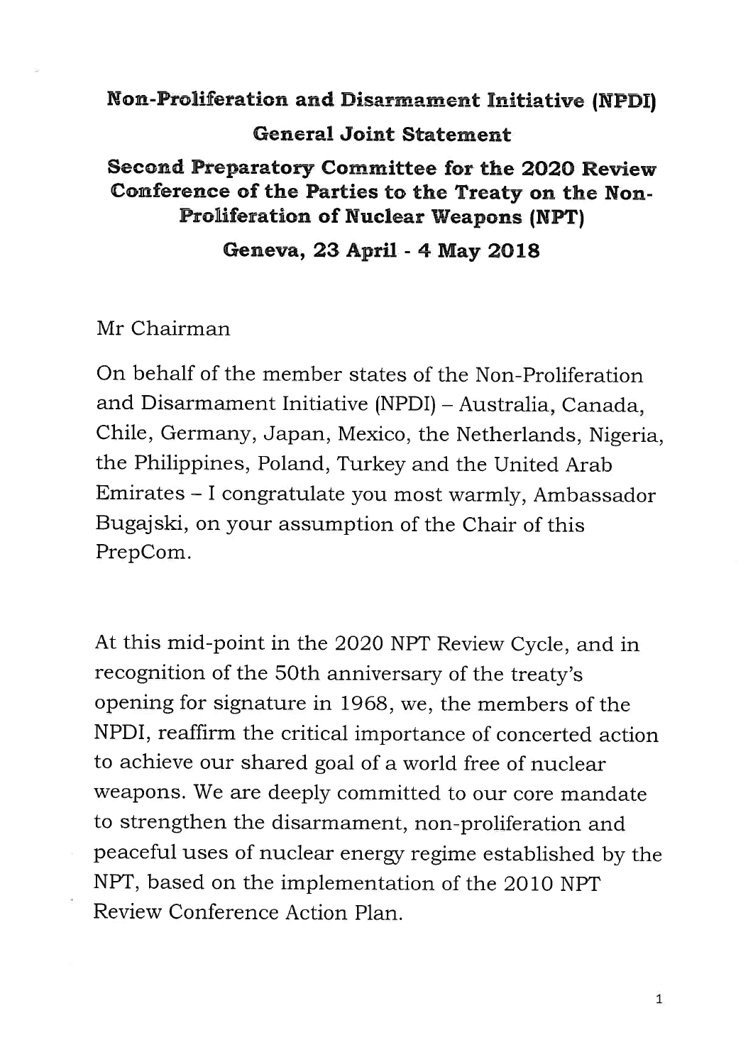# Non-Proliferation and Disarmament Initiative (NPDI)

## General Joint Statement

## Second Preparatory Committee for the 2020 Review Conference of the Parties to the Treaty on the Non-Proliferation of Nuclear Weapons (NPT)

## Geneva, 23 April - 4 May 2018

Mr Chairman

On behalf of the member states of the Non-Proliferation and Disarmament Initiative (NPDI) – Australia, Canada, Chile, Germany, Japan, Mexico, the Netherlands, Nigeria, the Philippines, Poland, Turkey and the United Arab Emirates – I congratulate you most warmly, Ambassador Bugajski, on your assumption of the Chair of this PrepCom.

At this mid-point in the 2020 NPT Review Cycle, and in recognition of the 50th anniversary of the treaty's opening for signature in 1968, we, the members of the NPDI, reaffirm the critical importance of concerted action to achieve our shared goal of a world free of nuclear weapons. We are deeply committed to our core mandate to strengthen the disarmament, non-proliferation and peaceful uses of nuclear energy regime established by the NPT, based on the implementation of the 2010 NPT Review Conference Action Plan.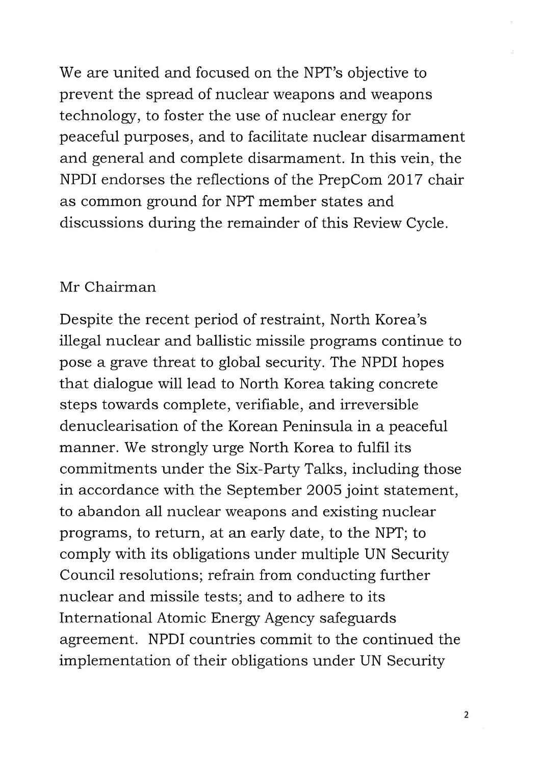We are united and focused on the NPT's objective to prevent the spread of nuclear weapons and weapons technology, to foster the use of nuclear energy for peaceful purposes, and to facilitate nuclear disarmament and general and complete disarmament. In this vein, the NPDI endorses the reflections of the PrepCom 2017 chair as common ground for NPT member states and discussions during the remainder of this Review Cycle.

Mr Chairman

Despite the recent period of restraint, North Korea's illegal nuclear and ballistic missile programs continue to pose a grave threat to global security. The NPDI hopes that dialogue will lead to North Korea taking concrete steps towards complete, verifiable, and irreversible denuclearisation of the Korean Peninsula in a peaceful manner. We strongly urge North Korea to fulfil its commitments under the Six-Party Talks, including those in accordance with the September 2005 joint statement, to abandon all nuclear weapons and existing nuclear programs, to return, at an early date, to the NPT; to comply with its obligations under multiple UN Security Council resolutions; refrain from conducting further nuclear and missile tests; and to adhere to its International Atomic Energy Agency safeguards agreement. NPDI countries commit to the continued the implementation of their obligations under UN Security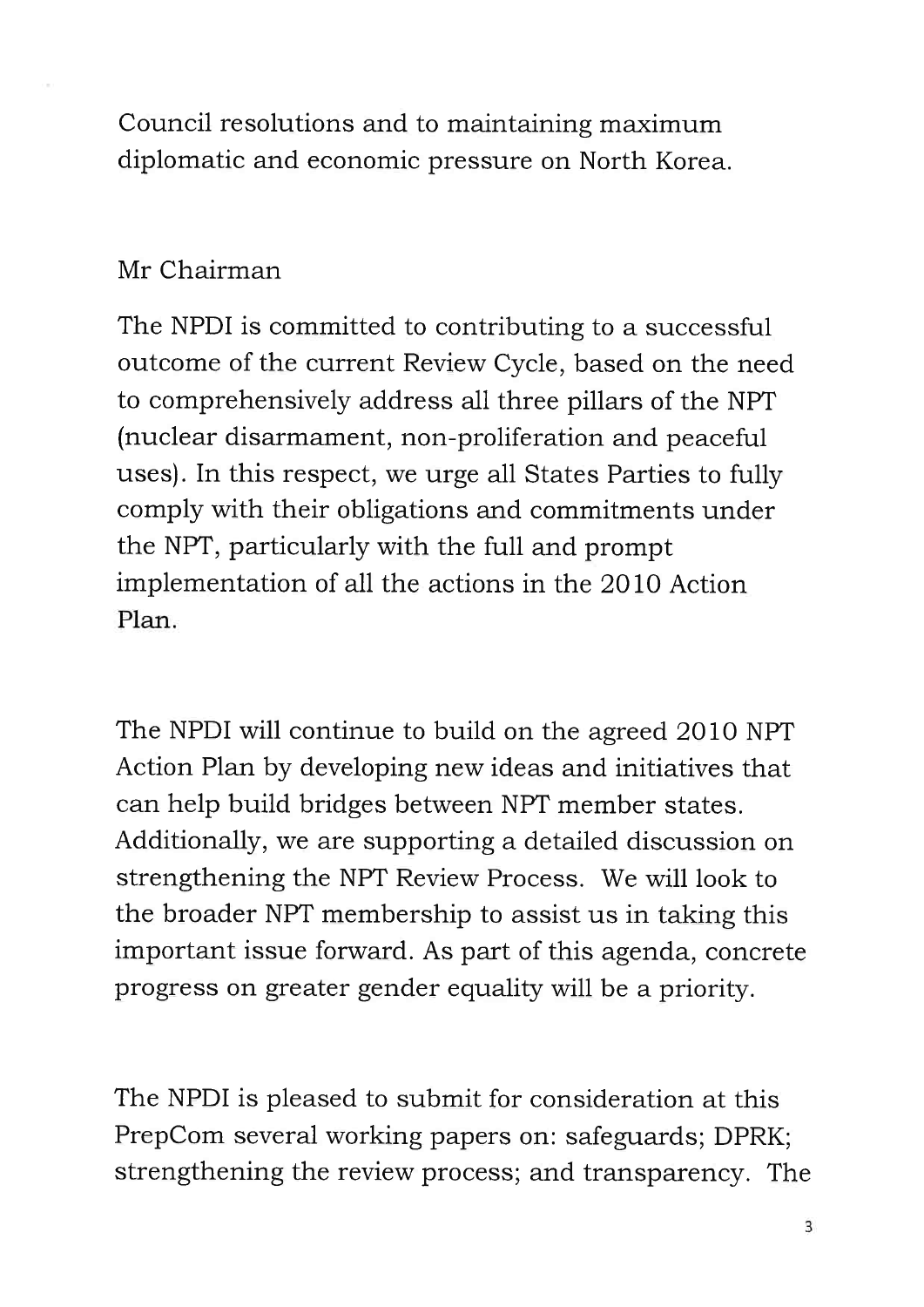Council resolutions and to maintaining maximum diplomatic and economic pressure on North Korea.

Mr Chairman

The NPDI is committed to contributing to a successful outcome of the current Review Cycle, based on the need to comprehensively address all three pillars of the NPT (nuclear disarmament, non-proliferation and peaceful uses). In this respect, we urge all States Parties to fully comply with their obligations and commitments under the NPT, particularly with the full and prompt implementation of all the actions in the 2010 Action Plan.

The NPDI will continue to build on the agreed 2010 NPT Action Plan by developing new ideas and initiatives that can help build bridges between NPT member states. Additionally, we are supporting a detailed discussion on strengthening the NPT Review Process. We will look to the broader NPT membership to assist us in taking this important issue forward. As part of this agenda, concrete progress on greater gender equality will be a priority.

The NPDI is pleased to submit for consideration at this PrepCom several working papers on: safeguards; DPRK; strengthening the review process; and transparency. The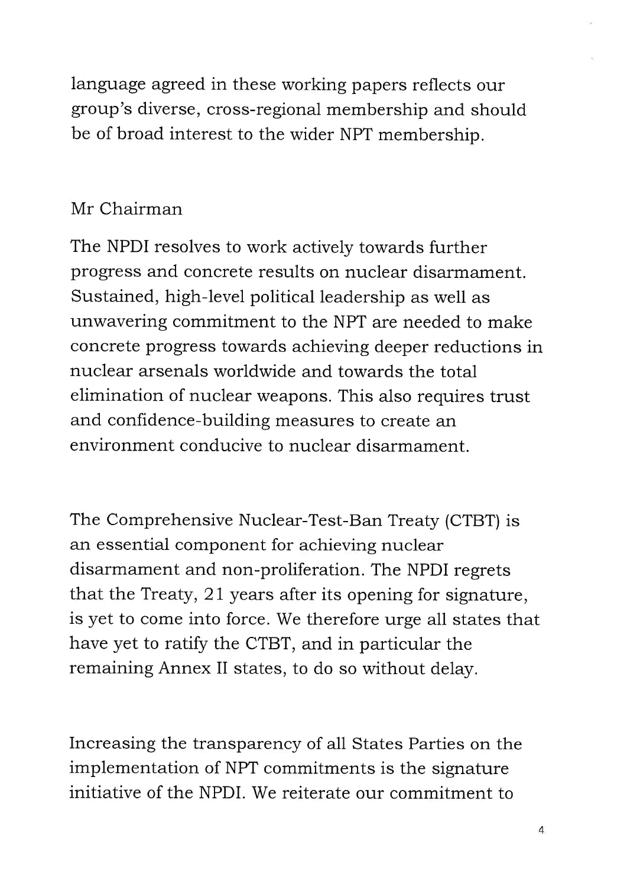language agreed in these working papers reflects our group's diverse, cross-regional membership and should be of broad interest to the wider NPT membership.

Mr Chairman

The NPDI resolves to work actively towards further progress and concrete results on nuclear disarmament. Sustained, high-level political leadership as well as unwavering commitment to the NPT are needed to make concrete progress towards achieving deeper reductions in nuclear arsenals worldwide and towards the total elimination of nuclear weapons. This also requires trust and confidence-building measures to create an environment conducive to nuclear disarmament.

The Comprehensive Nuclear-Test-Ban Treaty (CTBT) is an essential component for achieving nuclear disarmament and non-proliferation. The NPDI regrets that the Treaty, 21 years after its opening for signature, is yet to come into force. We therefore urge all states that have yet to ratify the CTBT, and in particular the remaining Annex II states, to do so without delay.

Increasing the transparency of all States Parties on the implementation of NPT commitments is the signature initiative of the NPDI. We reiterate our commitment to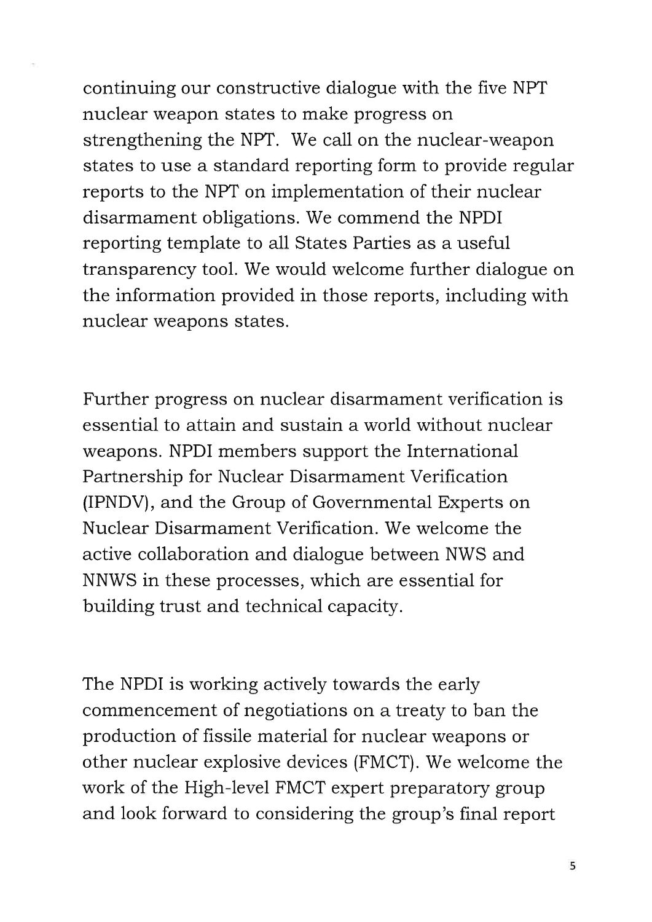continuing our constructive dialogue with the five NPT nuclear weapon states to make progress on strengthening the NPT. We call on the nuclear-weapon states to use a standard reporting form to provide regular reports to the NPT on implementation of their nuclear disarmament obligations. We commend the NPDI reporting template to all States Parties as a useful transparency tool. We would welcome further dialogue on the information provided in those reports, including with nuclear weapons states.

Further progress on nuclear disarmament verification is essential to attain and sustain a world without nuclear weapons. NPDI members support the International Partnership for Nuclear Disarmament Verification (IPNDV), and the Group of Governmental Experts on Nuclear Disarmament Verification. We welcome the active collaboration and dialogue between NWS and NNWS in these processes, which are essential for building trust and technical capacity.

The NPDI is working actively towards the early commencement of negotiations on a treaty to ban the production of fissile material for nuclear weapons or other nuclear explosive devices (FMCT). We welcome the work of the High-level FMCT expert preparatory group and look forward to considering the group's final report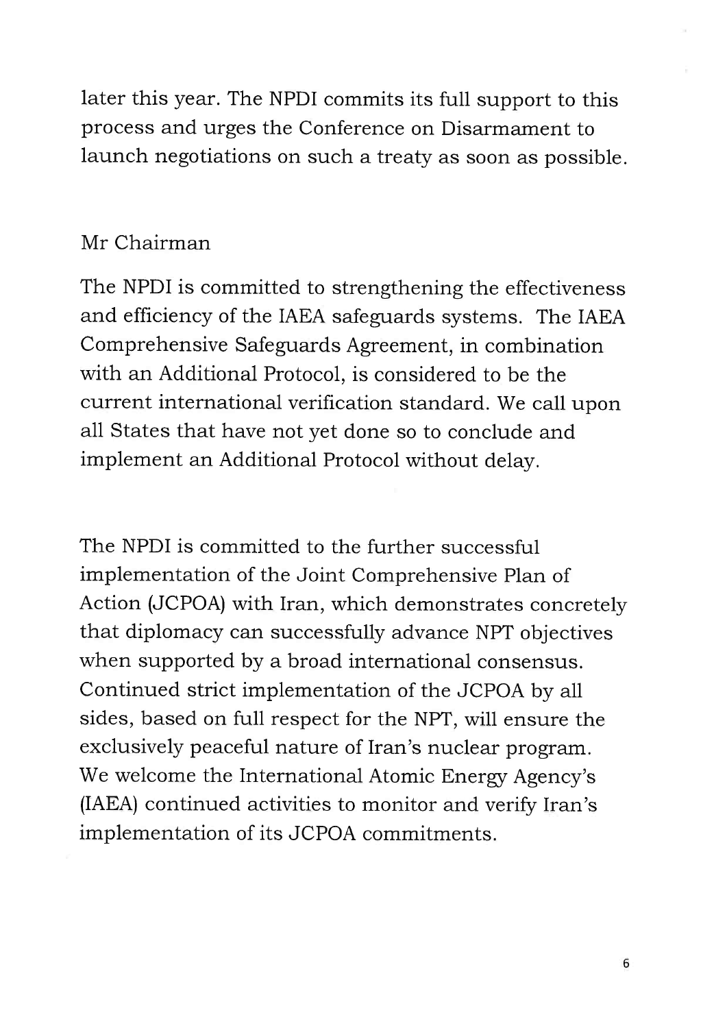later this year. The NPDI commits its full support to this process and urges the Conference on Disarmament to launch negotiations on such a treaty as soon as possible.

Mr Chairman

The NPDI is committed to strengthening the effectiveness and efficiency of the IAEA safeguards systems. The IAEA Comprehensive Safeguards Agreement, in combination with an Additional Protocol, is considered to be the current international verification standard. We call upon all States that have not yet done so to conclude and implement an Additional Protocol without delay.

The NPDI is committed to the further successful implementation of the Joint Comprehensive Plan of Action (JCPOA) with Iran, which demonstrates concretely that diplomacy can successfully advance NPT objectives when supported by a broad international consensus. Continued strict implementation of the JCPOA by all sides, based on full respect for the NPT, will ensure the exclusively peaceful nature of Iran's nuclear program. We welcome the International Atomic Energy Agency's (IAEA) continued activities to monitor and verify Iran's implementation of its JCPOA commitments.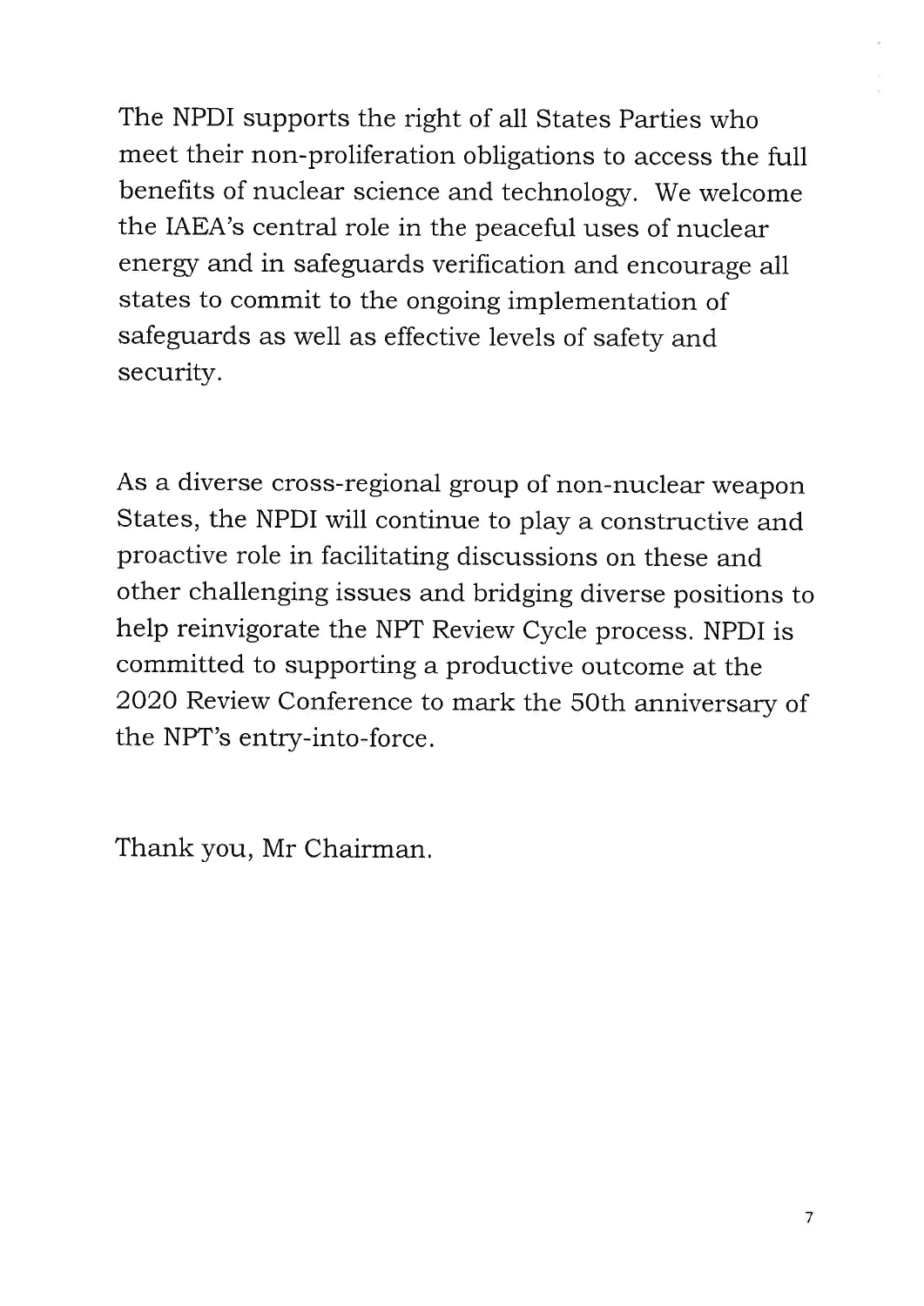The NPDI supports the right of all States Parties who meet their non-proliferation obligations to access the full benefits of nuclear science and technology. We welcome the IAEA's central role in the peaceful uses of nuclear energy and in safeguards verification and encourage all states to commit to the ongoing implementation of safeguards as well as effective levels of safety and security.

As a diverse cross-regional group of non-nuclear weapon States, the NPDI will continue to play a constructive and proactive role in facilitating discussions on these and other challenging issues and bridging diverse positions to help reinvigorate the NPT Review Cycle process. NPDI is committed to supporting a productive outcome at the 2020 Review Conference to mark the 50th anniversary of the NPT's entry-into-force.

Thank you, Mr Chairman.